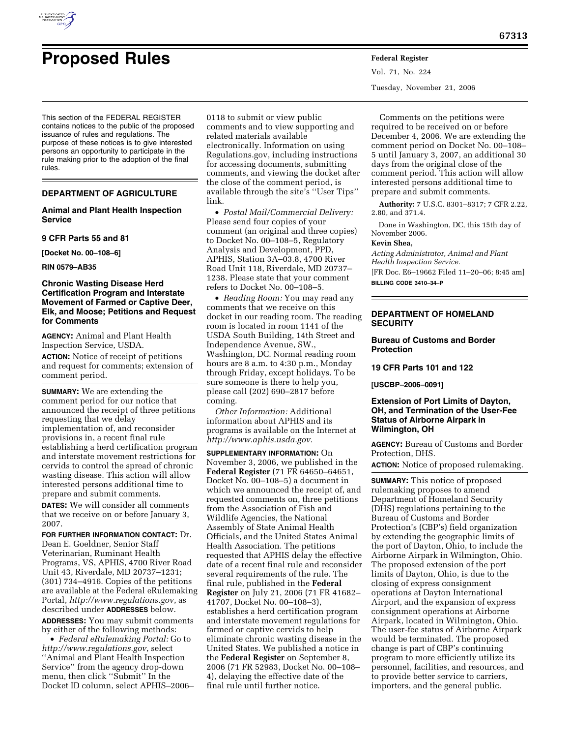# Proposed Rules

This section of the FEDERAL REGISTER contains notices to the public of the proposed issuance of rules and regulations. The purpose of these notices is to give interested persons an opportunity to participate in the rule making prior to the adoption of the final rules.

## DEPARTMENT OF AGRICULTURE

### Animal and Plant Health Inspection Service

### 9 CFR Parts 55 and 81

**[Docket No. 00–108–6]**

**RIN 0579–AB35**

### Chronic Wasting Disease Herd Certification Program and Interstate Movement of Farmed or Captive Deer, Elk, and Moose; Petitions and Request for Comments

**AGENCY:** Animal and Plant Health Inspection Service, USDA.

**ACTION:** Notice of receipt of petitions and request for comments; extension of comment period.

**SUMMARY:** We are extending the comment period for our notice that announced the receipt of three petitions requesting that we delay implementation of, and reconsider provisions in, a recent final rule establishing a herd certification program and interstate movement restrictions for cervids to control the spread of chronic wasting disease. This action will allow interested persons additional time to prepare and submit comments.

**DATES:** We will consider all comments that we receive on or before January 3, 2007.

**FOR FURTHER INFORMATION CONTACT:** Dr. Dean E. Goeldner, Senior Staff Veterinarian, Ruminant Health Programs, VS, APHIS, 4700 River Road Unit 43, Riverdale, MD 20737–1231; (301) 734–4916. Copies of the petitions are available at the Federal eRulemaking Portal, *http://www.regulations.gov*, as described under **ADDRESSES** below.

**ADDRESSES:** You may submit comments by either of the following methods:

- *Federal eRulemaking Portal:* Go to *http://www.regulations.gov*, select ''Animal and Plant Health Inspection Service'' from the agency drop-down menu, then click ''Submit'' In the Docket ID column, select APHIS–2006–0118 to submit or view public comments and to view supporting and related materials available electronically. Information on using Regulations.gov, including instructions for accessing documents, submitting comments, and viewing the docket after the close of the comment period, is available through the site's ''User Tips'' link.
- *Postal Mail/Commercial Delivery:* Please send four copies of your comment (an original and three copies) to Docket No. 00–108–5, Regulatory Analysis and Development, PPD, APHIS, Station 3A–03.8, 4700 River Road Unit 118, Riverdale, MD 20737–1238. Please state that your comment refers to Docket No. 00–108–5.
- *Reading Room:* You may read any comments that we receive on this docket in our reading room. The reading room is located in room 1141 of the USDA South Building, 14th Street and Independence Avenue, SW., Washington, DC. Normal reading room hours are 8 a.m. to 4:30 p.m., Monday through Friday, except holidays. To be sure someone is there to help you, please call (202) 690–2817 before coming.

*Other Information:* Additional information about APHIS and its programs is available on the Internet at *http://www.aphis.usda.gov.*

**SUPPLEMENTARY INFORMATION:** On November 3, 2006, we published in the **Federal Register** (71 FR 64650–64651, Docket No. 00–108–5) a document in which we announced the receipt of, and requested comments on, three petitions from the Association of Fish and Wildlife Agencies, the National Assembly of State Animal Health Officials, and the United States Animal Health Association. The petitions requested that APHIS delay the effective date of a recent final rule and reconsider several requirements of the rule. The final rule, published in the **Federal Register** on July 21, 2006 (71 FR 41682–41707, Docket No. 00–108–3), establishes a herd certification program and interstate movement regulations for farmed or captive cervids to help eliminate chronic wasting disease in the United States. We published a notice in the **Federal Register** on September 8, 2006 (71 FR 52983, Docket No. 00–108–4), delaying the effective date of the final rule until further notice.

Comments on the petitions were required to be received on or before December 4, 2006. We are extending the comment period on Docket No. 00–108–5 until January 3, 2007, an additional 30 days from the original close of the comment period. This action will allow interested persons additional time to prepare and submit comments.

**Authority:** 7 U.S.C. 8301–8317; 7 CFR 2.22, 2.80, and 371.4.

Done in Washington, DC, this 15th day of November 2006.

**Kevin Shea,**

*Acting Administrator, Animal and Plant Health Inspection Service.*

[FR Doc. E6–19662 Filed 11–20–06; 8:45 am]

**BILLING CODE 3410–34–P**

## DEPARTMENT OF HOMELAND SECURITY

### Bureau of Customs and Border Protection

### 19 CFR Parts 101 and 122

**[USCBP–2006–0091]**

### Extension of Port Limits of Dayton, OH, and Termination of the User-Fee Status of Airborne Airpark in Wilmington, OH

**AGENCY:** Bureau of Customs and Border Protection, DHS.

**ACTION:** Notice of proposed rulemaking.

**SUMMARY:** This notice of proposed rulemaking proposes to amend Department of Homeland Security (DHS) regulations pertaining to the Bureau of Customs and Border Protection's (CBP's) field organization by extending the geographic limits of the port of Dayton, Ohio, to include the Airborne Airpark in Wilmington, Ohio. The proposed extension of the port limits of Dayton, Ohio, is due to the closing of express consignment operations at Dayton International Airport, and the expansion of express consignment operations at Airborne Airpark, located in Wilmington, Ohio. The user-fee status of Airborne Airpark would be terminated. The proposed change is part of CBP's continuing program to more efficiently utilize its personnel, facilities, and resources, and to provide better service to carriers, importers, and the general public.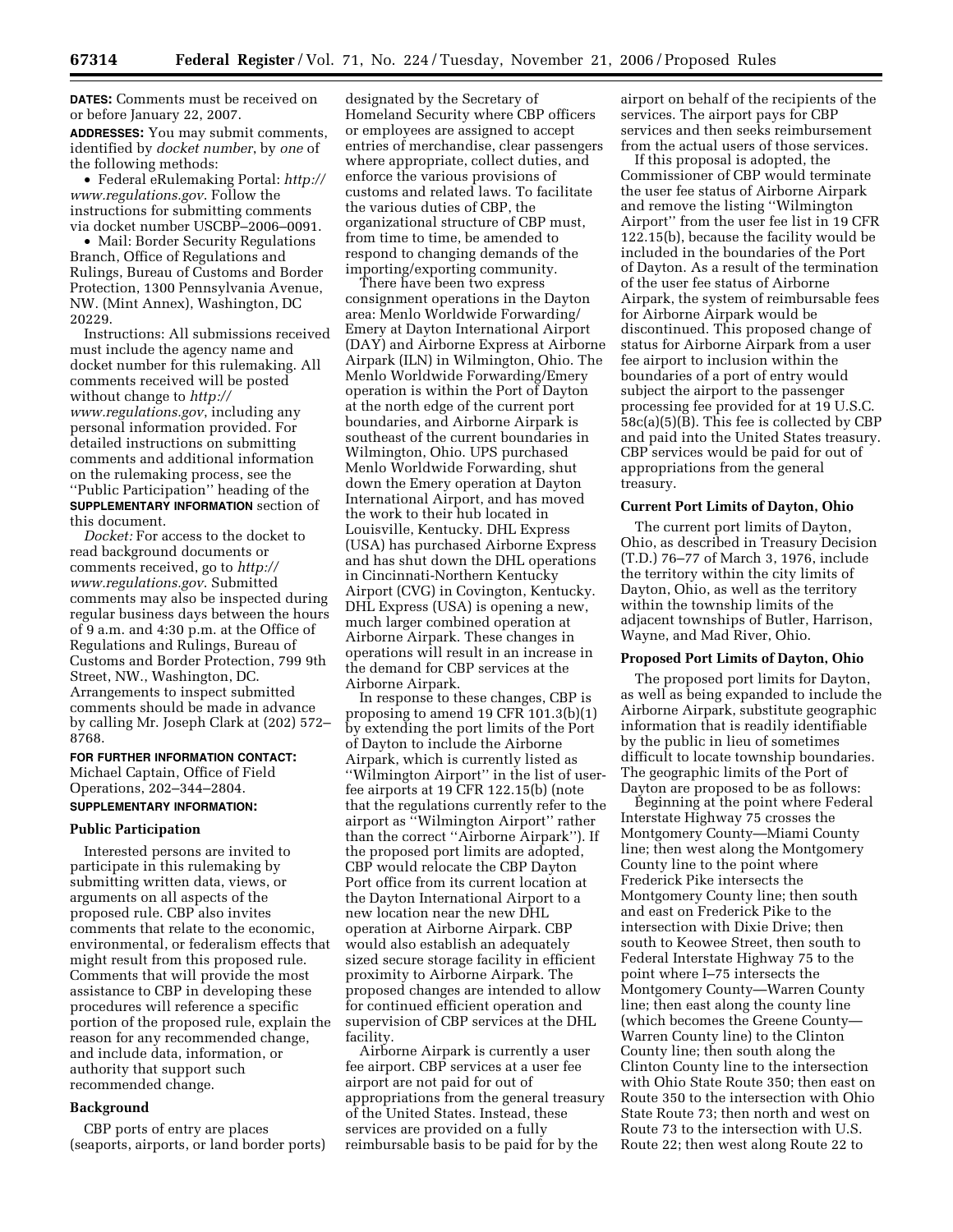**DATES:** Comments must be received on or before January 22, 2007.

**ADDRESSES:** You may submit comments, identified by *docket number*, by *one* of the following methods:

- Federal eRulemaking Portal: *http://www.regulations.gov*. Follow the instructions for submitting comments via docket number USCBP–2006–0091.
- Mail: Border Security Regulations Branch, Office of Regulations and Rulings, Bureau of Customs and Border Protection, 1300 Pennsylvania Avenue, NW. (Mint Annex), Washington, DC 20229.

Instructions: All submissions received must include the agency name and docket number for this rulemaking. All comments received will be posted without change to *http://www.regulations.gov*, including any personal information provided. For detailed instructions on submitting comments and additional information on the rulemaking process, see the ''Public Participation'' heading of the **SUPPLEMENTARY INFORMATION** section of this document.

*Docket:* For access to the docket to read background documents or comments received, go to *http://www.regulations.gov*. Submitted comments may also be inspected during regular business days between the hours of 9 a.m. and 4:30 p.m. at the Office of Regulations and Rulings, Bureau of Customs and Border Protection, 799 9th Street, NW., Washington, DC. Arrangements to inspect submitted comments should be made in advance by calling Mr. Joseph Clark at (202) 572–8768.

**FOR FURTHER INFORMATION CONTACT:** Michael Captain, Office of Field Operations, 202–344–2804.

**SUPPLEMENTARY INFORMATION:**

## Public Participation

Interested persons are invited to participate in this rulemaking by submitting written data, views, or arguments on all aspects of the proposed rule. CBP also invites comments that relate to the economic, environmental, or federalism effects that might result from this proposed rule. Comments that will provide the most assistance to CBP in developing these procedures will reference a specific portion of the proposed rule, explain the reason for any recommended change, and include data, information, or authority that support such recommended change.

## Background

CBP ports of entry are places (seaports, airports, or land border ports) designated by the Secretary of Homeland Security where CBP officers or employees are assigned to accept entries of merchandise, clear passengers where appropriate, collect duties, and enforce the various provisions of customs and related laws. To facilitate the various duties of CBP, the organizational structure of CBP must, from time to time, be amended to respond to changing demands of the importing/exporting community.

There have been two express consignment operations in the Dayton area: Menlo Worldwide Forwarding/Emery at Dayton International Airport (DAY) and Airborne Express at Airborne Airpark (ILN) in Wilmington, Ohio. The Menlo Worldwide Forwarding/Emery operation is within the Port of Dayton at the north edge of the current port boundaries, and Airborne Airpark is southeast of the current boundaries in Wilmington, Ohio. UPS purchased Menlo Worldwide Forwarding, shut down the Emery operation at Dayton International Airport, and has moved the work to their hub located in Louisville, Kentucky. DHL Express (USA) has purchased Airborne Express and has shut down the DHL operations in Cincinnati-Northern Kentucky Airport (CVG) in Covington, Kentucky. DHL Express (USA) is opening a new, much larger combined operation at Airborne Airpark. These changes in operations will result in an increase in the demand for CBP services at the Airborne Airpark.

In response to these changes, CBP is proposing to amend 19 CFR 101.3(b)(1) by extending the port limits of the Port of Dayton to include the Airborne Airpark, which is currently listed as ''Wilmington Airport'' in the list of user-fee airports at 19 CFR 122.15(b) (note that the regulations currently refer to the airport as ''Wilmington Airport'' rather than the correct ''Airborne Airpark''). If the proposed port limits are adopted, CBP would relocate the CBP Dayton Port office from its current location at the Dayton International Airport to a new location near the new DHL operation at Airborne Airpark. CBP would also establish an adequately sized secure storage facility in efficient proximity to Airborne Airpark. The proposed changes are intended to allow for continued efficient operation and supervision of CBP services at the DHL facility.

Airborne Airpark is currently a user fee airport. CBP services at a user fee airport are not paid for out of appropriations from the general treasury of the United States. Instead, these services are provided on a fully reimbursable basis to be paid for by the airport on behalf of the recipients of the services. The airport pays for CBP services and then seeks reimbursement from the actual users of those services.

If this proposal is adopted, the Commissioner of CBP would terminate the user fee status of Airborne Airpark and remove the listing ''Wilmington Airport'' from the user fee list in 19 CFR 122.15(b), because the facility would be included in the boundaries of the Port of Dayton. As a result of the termination of the user fee status of Airborne Airpark, the system of reimbursable fees for Airborne Airpark would be discontinued. This proposed change of status for Airborne Airpark from a user fee airport to inclusion within the boundaries of a port of entry would subject the airport to the passenger processing fee provided for at 19 U.S.C. 58c(a)(5)(B). This fee is collected by CBP and paid into the United States treasury. CBP services would be paid for out of appropriations from the general treasury.

## Current Port Limits of Dayton, Ohio

The current port limits of Dayton, Ohio, as described in Treasury Decision (T.D.) 76–77 of March 3, 1976, include the territory within the city limits of Dayton, Ohio, as well as the territory within the township limits of the adjacent townships of Butler, Harrison, Wayne, and Mad River, Ohio.

## Proposed Port Limits of Dayton, Ohio

The proposed port limits for Dayton, as well as being expanded to include the Airborne Airpark, substitute geographic information that is readily identifiable by the public in lieu of sometimes difficult to locate township boundaries. The geographic limits of the Port of Dayton are proposed to be as follows:

Beginning at the point where Federal Interstate Highway 75 crosses the Montgomery County—Miami County line; then west along the Montgomery County line to the point where Frederick Pike intersects the Montgomery County line; then south and east on Frederick Pike to the intersection with Dixie Drive; then south to Keowee Street, then south to Federal Interstate Highway 75 to the point where I–75 intersects the Montgomery County—Warren County line; then east along the county line (which becomes the Greene County—Warren County line) to the Clinton County line; then south along the Clinton County line to the intersection with Ohio State Route 350; then east on Route 350 to the intersection with Ohio State Route 73; then north and west on Route 73 to the intersection with U.S. Route 22; then west along Route 22 to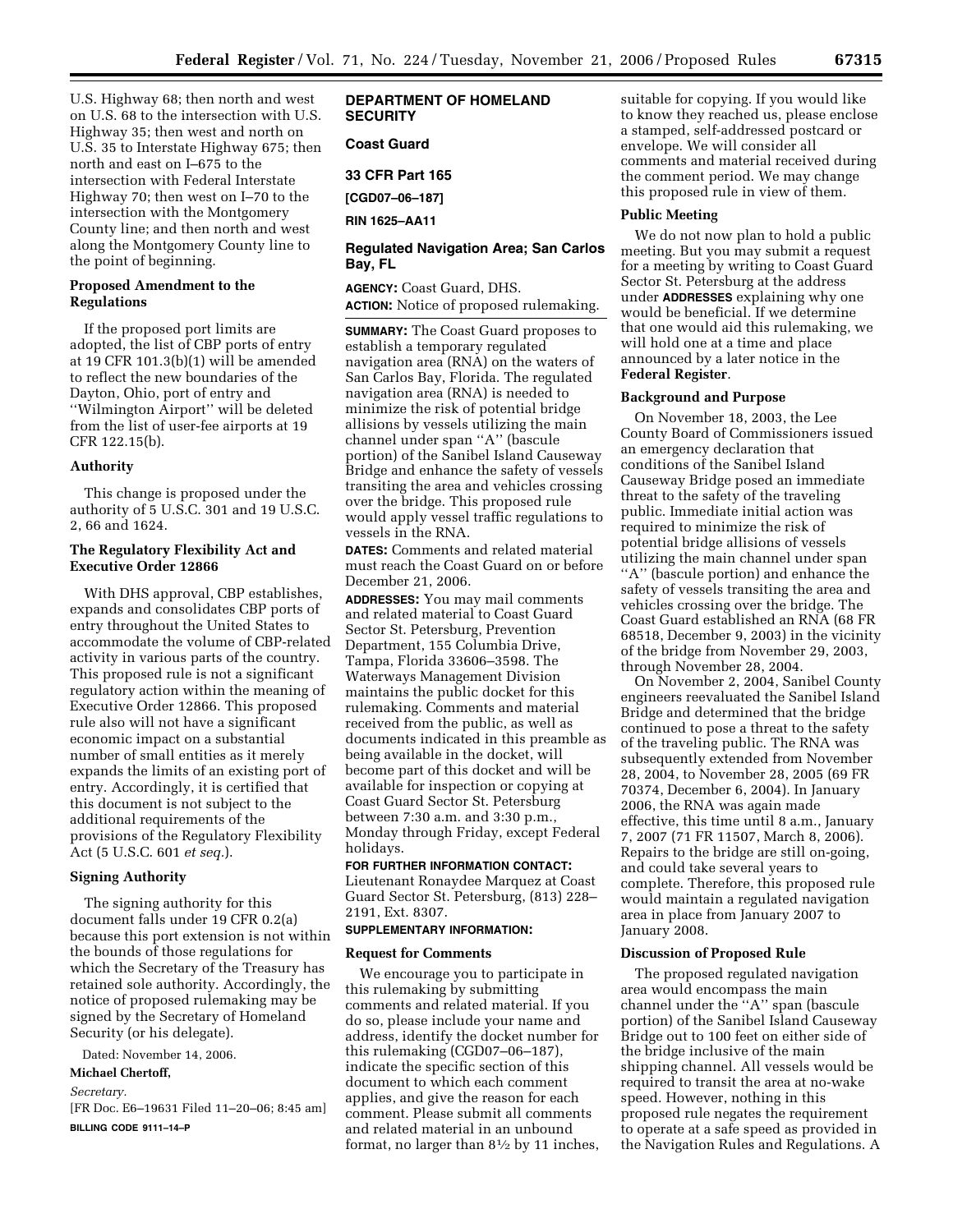U.S. Highway 68; then north and west on U.S. 68 to the intersection with U.S. Highway 35; then west and north on U.S. 35 to Interstate Highway 675; then north and east on I–675 to the intersection with Federal Interstate Highway 70; then west on I–70 to the intersection with the Montgomery County line; and then north and west along the Montgomery County line to the point of beginning.

### Proposed Amendment to the Regulations

If the proposed port limits are adopted, the list of CBP ports of entry at 19 CFR 101.3(b)(1) will be amended to reflect the new boundaries of the Dayton, Ohio, port of entry and ''Wilmington Airport'' will be deleted from the list of user-fee airports at 19 CFR 122.15(b).

### Authority

This change is proposed under the authority of 5 U.S.C. 301 and 19 U.S.C. 2, 66 and 1624.

### The Regulatory Flexibility Act and Executive Order 12866

With DHS approval, CBP establishes, expands and consolidates CBP ports of entry throughout the United States to accommodate the volume of CBP-related activity in various parts of the country. This proposed rule is not a significant regulatory action within the meaning of Executive Order 12866. This proposed rule also will not have a significant economic impact on a substantial number of small entities as it merely expands the limits of an existing port of entry. Accordingly, it is certified that this document is not subject to the additional requirements of the provisions of the Regulatory Flexibility Act (5 U.S.C. 601 *et seq.*).

### Signing Authority

The signing authority for this document falls under 19 CFR 0.2(a) because this port extension is not within the bounds of those regulations for which the Secretary of the Treasury has retained sole authority. Accordingly, the notice of proposed rulemaking may be signed by the Secretary of Homeland Security (or his delegate).

Dated: November 14, 2006.

**Michael Chertoff,**

*Secretary.*

[FR Doc. E6–19631 Filed 11–20–06; 8:45 am]

**BILLING CODE 9111–14–P**

## DEPARTMENT OF HOMELAND SECURITY

### Coast Guard

### 33 CFR Part 165

**[CGD07–06–187]**

**RIN 1625–AA11**

## Regulated Navigation Area; San Carlos Bay, FL

**AGENCY:** Coast Guard, DHS.

**ACTION:** Notice of proposed rulemaking.

**SUMMARY:** The Coast Guard proposes to establish a temporary regulated navigation area (RNA) on the waters of San Carlos Bay, Florida. The regulated navigation area (RNA) is needed to minimize the risk of potential bridge allisions by vessels utilizing the main channel under span ''A'' (bascule portion) of the Sanibel Island Causeway Bridge and enhance the safety of vessels transiting the area and vehicles crossing over the bridge. This proposed rule would apply vessel traffic regulations to vessels in the RNA.

**DATES:** Comments and related material must reach the Coast Guard on or before December 21, 2006.

**ADDRESSES:** You may mail comments and related material to Coast Guard Sector St. Petersburg, Prevention Department, 155 Columbia Drive, Tampa, Florida 33606–3598. The Waterways Management Division maintains the public docket for this rulemaking. Comments and material received from the public, as well as documents indicated in this preamble as being available in the docket, will become part of this docket and will be available for inspection or copying at Coast Guard Sector St. Petersburg between 7:30 a.m. and 3:30 p.m., Monday through Friday, except Federal holidays.

**FOR FURTHER INFORMATION CONTACT:** Lieutenant Ronaydee Marquez at Coast Guard Sector St. Petersburg, (813) 228–2191, Ext. 8307.

**SUPPLEMENTARY INFORMATION:**

### Request for Comments

We encourage you to participate in this rulemaking by submitting comments and related material. If you do so, please include your name and address, identify the docket number for this rulemaking (CGD07–06–187), indicate the specific section of this document to which each comment applies, and give the reason for each comment. Please submit all comments and related material in an unbound format, no larger than 8½ by 11 inches, suitable for copying. If you would like to know they reached us, please enclose a stamped, self-addressed postcard or envelope. We will consider all comments and material received during the comment period. We may change this proposed rule in view of them.

### Public Meeting

We do not now plan to hold a public meeting. But you may submit a request for a meeting by writing to Coast Guard Sector St. Petersburg at the address under **ADDRESSES** explaining why one would be beneficial. If we determine that one would aid this rulemaking, we will hold one at a time and place announced by a later notice in the **Federal Register**.

### Background and Purpose

On November 18, 2003, the Lee County Board of Commissioners issued an emergency declaration that conditions of the Sanibel Island Causeway Bridge posed an immediate threat to the safety of the traveling public. Immediate initial action was required to minimize the risk of potential bridge allisions of vessels utilizing the main channel under span ''A'' (bascule portion) and enhance the safety of vessels transiting the area and vehicles crossing over the bridge. The Coast Guard established an RNA (68 FR 68518, December 9, 2003) in the vicinity of the bridge from November 29, 2003, through November 28, 2004.

On November 2, 2004, Sanibel County engineers reevaluated the Sanibel Island Bridge and determined that the bridge continued to pose a threat to the safety of the traveling public. The RNA was subsequently extended from November 28, 2004, to November 28, 2005 (69 FR 70374, December 6, 2004). In January 2006, the RNA was again made effective, this time until 8 a.m., January 7, 2007 (71 FR 11507, March 8, 2006). Repairs to the bridge are still on-going, and could take several years to complete. Therefore, this proposed rule would maintain a regulated navigation area in place from January 2007 to January 2008.

### Discussion of Proposed Rule

The proposed regulated navigation area would encompass the main channel under the ''A'' span (bascule portion) of the Sanibel Island Causeway Bridge out to 100 feet on either side of the bridge inclusive of the main shipping channel. All vessels would be required to transit the area at no-wake speed. However, nothing in this proposed rule negates the requirement to operate at a safe speed as provided in the Navigation Rules and Regulations. A